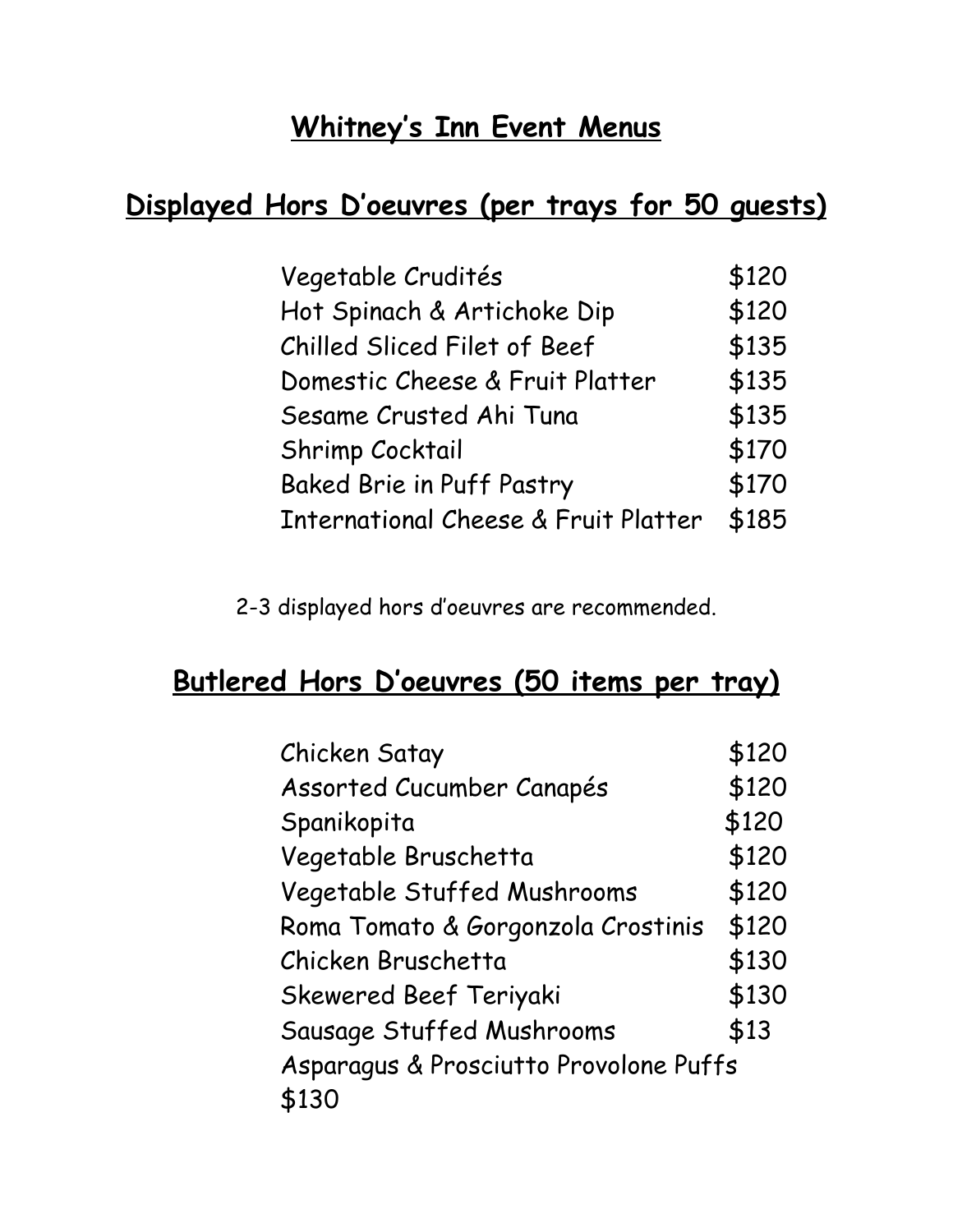# Whitney's Inn Event Menus

## Displayed Hors D'oeuvres (per trays for 50 guests)

| | |
|---|---|
| Vegetable Crudités | $120 |
| Hot Spinach & Artichoke Dip | $120 |
| Chilled Sliced Filet of Beef | $135 |
| Domestic Cheese & Fruit Platter | $135 |
| Sesame Crusted Ahi Tuna | $135 |
| Shrimp Cocktail | $170 |
| Baked Brie in Puff Pastry | $170 |
| International Cheese & Fruit Platter | $185 |

2-3 displayed hors d'oeuvres are recommended.

## Butlered Hors D'oeuvres (50 items per tray)

| | |
|---|---|
| Chicken Satay | $120 |
| Assorted Cucumber Canapés | $120 |
| Spanikopita | $120 |
| Vegetable Bruschetta | $120 |
| Vegetable Stuffed Mushrooms | $120 |
| Roma Tomato & Gorgonzola Crostinis | $120 |
| Chicken Bruschetta | $130 |
| Skewered Beef Teriyaki | $130 |
| Sausage Stuffed Mushrooms | $13 |
| Asparagus & Prosciutto Provolone Puffs | $130 |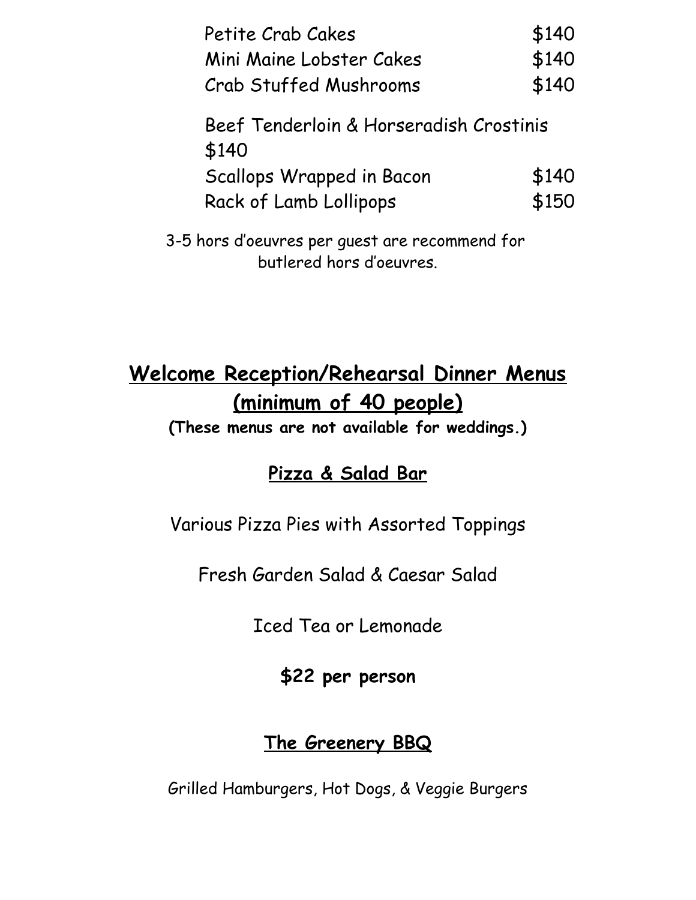| | |
|---|---|
| Petite Crab Cakes | $140 |
| Mini Maine Lobster Cakes | $140 |
| Crab Stuffed Mushrooms | $140 |
| Beef Tenderloin & Horseradish Crostinis | $140 |
| Scallops Wrapped in Bacon | $140 |
| Rack of Lamb Lollipops | $150 |

3-5 hors d'oeuvres per guest are recommend for butlered hors d'oeuvres.

## Welcome Reception/Rehearsal Dinner Menus (minimum of 40 people)

**(These menus are not available for weddings.)**

### Pizza & Salad Bar

Various Pizza Pies with Assorted Toppings

Fresh Garden Salad & Caesar Salad

Iced Tea or Lemonade

**$22 per person**

### The Greenery BBQ

Grilled Hamburgers, Hot Dogs, & Veggie Burgers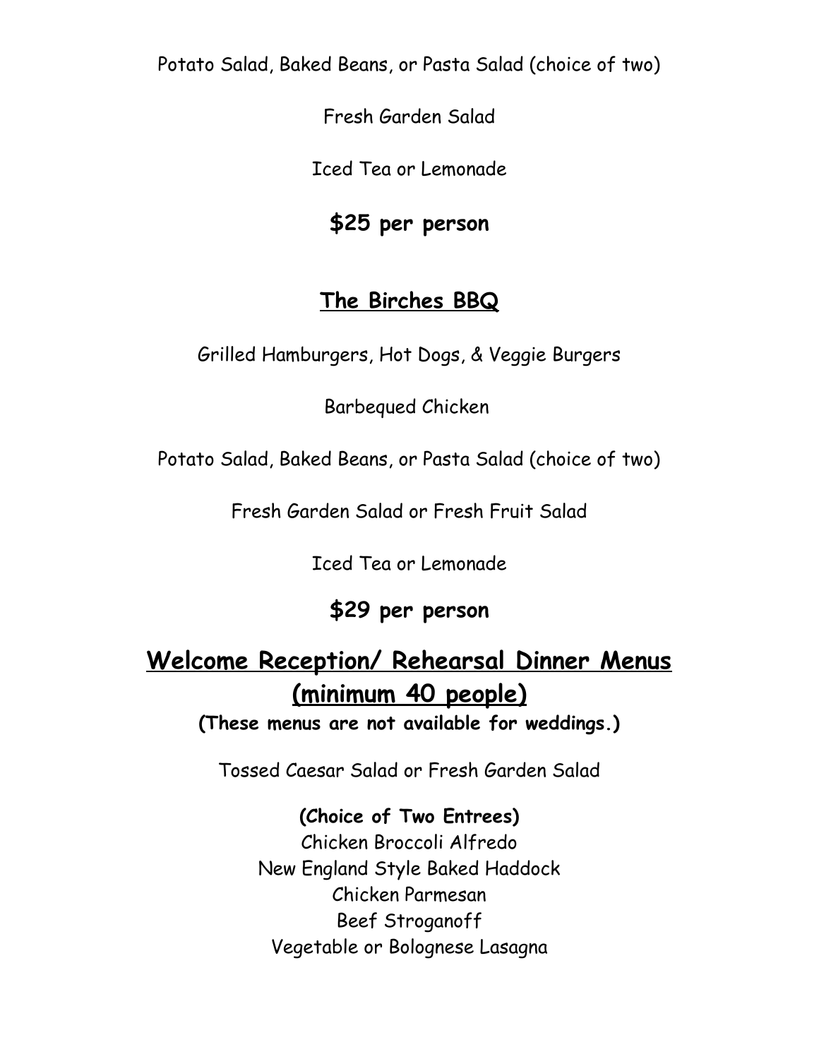Potato Salad, Baked Beans, or Pasta Salad (choice of two)

Fresh Garden Salad

Iced Tea or Lemonade

**$25 per person**

## The Birches BBQ

Grilled Hamburgers, Hot Dogs, & Veggie Burgers

Barbequed Chicken

Potato Salad, Baked Beans, or Pasta Salad (choice of two)

Fresh Garden Salad or Fresh Fruit Salad

Iced Tea or Lemonade

**$29 per person**

# Welcome Reception/ Rehearsal Dinner Menus (minimum 40 people)

**(These menus are not available for weddings.)**

Tossed Caesar Salad or Fresh Garden Salad

**(Choice of Two Entrees)**

Chicken Broccoli Alfredo
New England Style Baked Haddock
Chicken Parmesan
Beef Stroganoff
Vegetable or Bolognese Lasagna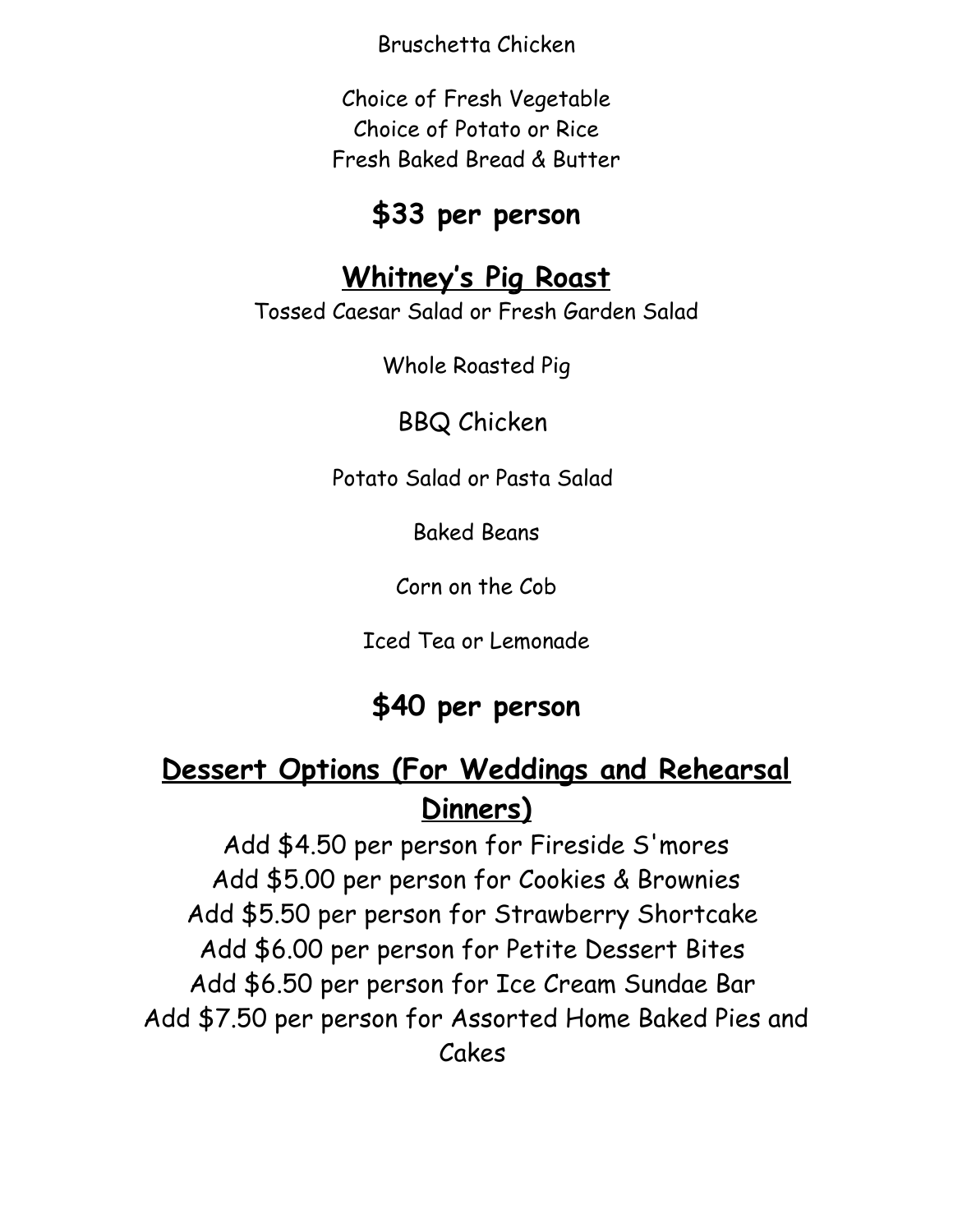Bruschetta Chicken

Choice of Fresh Vegetable
Choice of Potato or Rice
Fresh Baked Bread & Butter

**$33 per person**

## Whitney's Pig Roast

Tossed Caesar Salad or Fresh Garden Salad

Whole Roasted Pig

BBQ Chicken

Potato Salad or Pasta Salad

Baked Beans

Corn on the Cob

Iced Tea or Lemonade

**$40 per person**

## Dessert Options (For Weddings and Rehearsal Dinners)

Add $4.50 per person for Fireside S'mores
Add $5.00 per person for Cookies & Brownies
Add $5.50 per person for Strawberry Shortcake
Add $6.00 per person for Petite Dessert Bites
Add $6.50 per person for Ice Cream Sundae Bar
Add $7.50 per person for Assorted Home Baked Pies and Cakes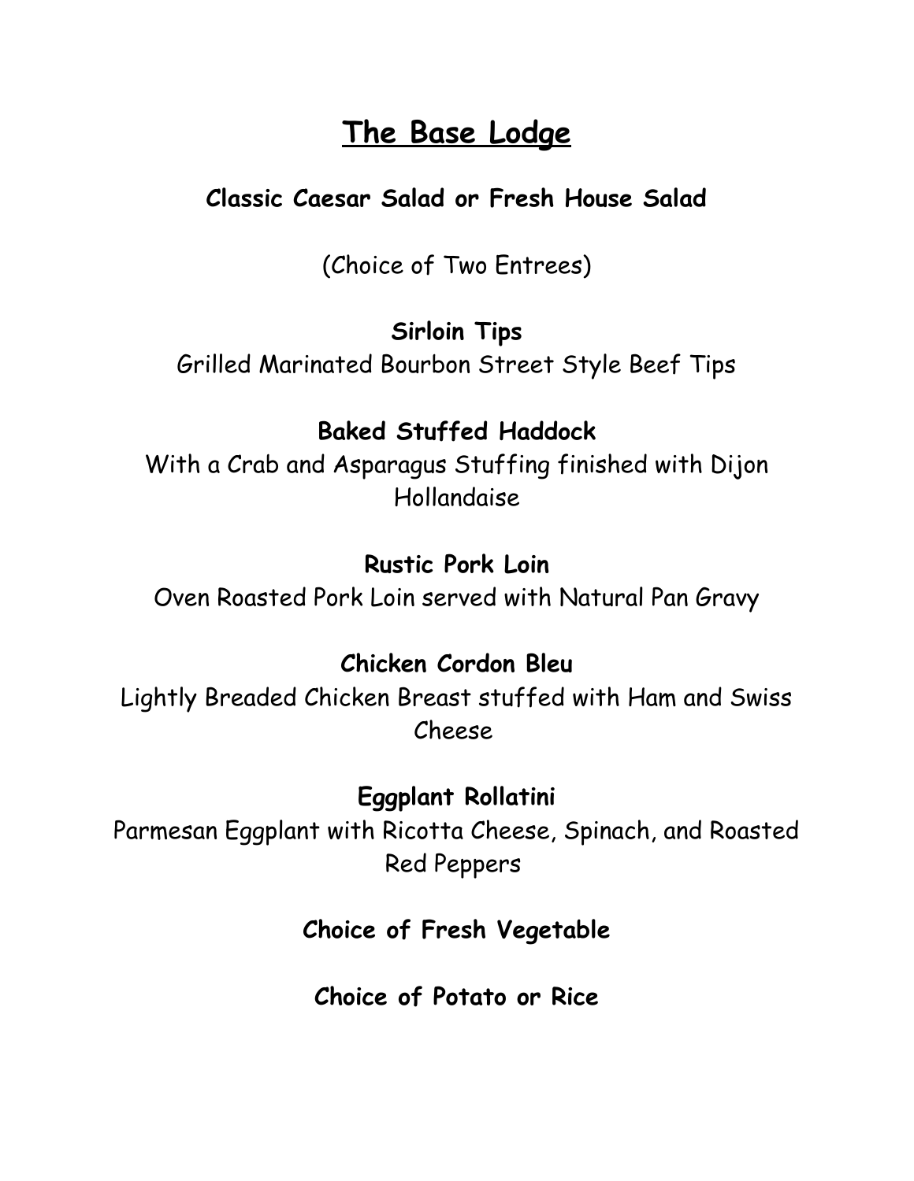# The Base Lodge

**Classic Caesar Salad or Fresh House Salad**

(Choice of Two Entrees)

**Sirloin Tips**
Grilled Marinated Bourbon Street Style Beef Tips

**Baked Stuffed Haddock**
With a Crab and Asparagus Stuffing finished with Dijon Hollandaise

**Rustic Pork Loin**
Oven Roasted Pork Loin served with Natural Pan Gravy

**Chicken Cordon Bleu**
Lightly Breaded Chicken Breast stuffed with Ham and Swiss Cheese

**Eggplant Rollatini**
Parmesan Eggplant with Ricotta Cheese, Spinach, and Roasted Red Peppers

**Choice of Fresh Vegetable**

**Choice of Potato or Rice**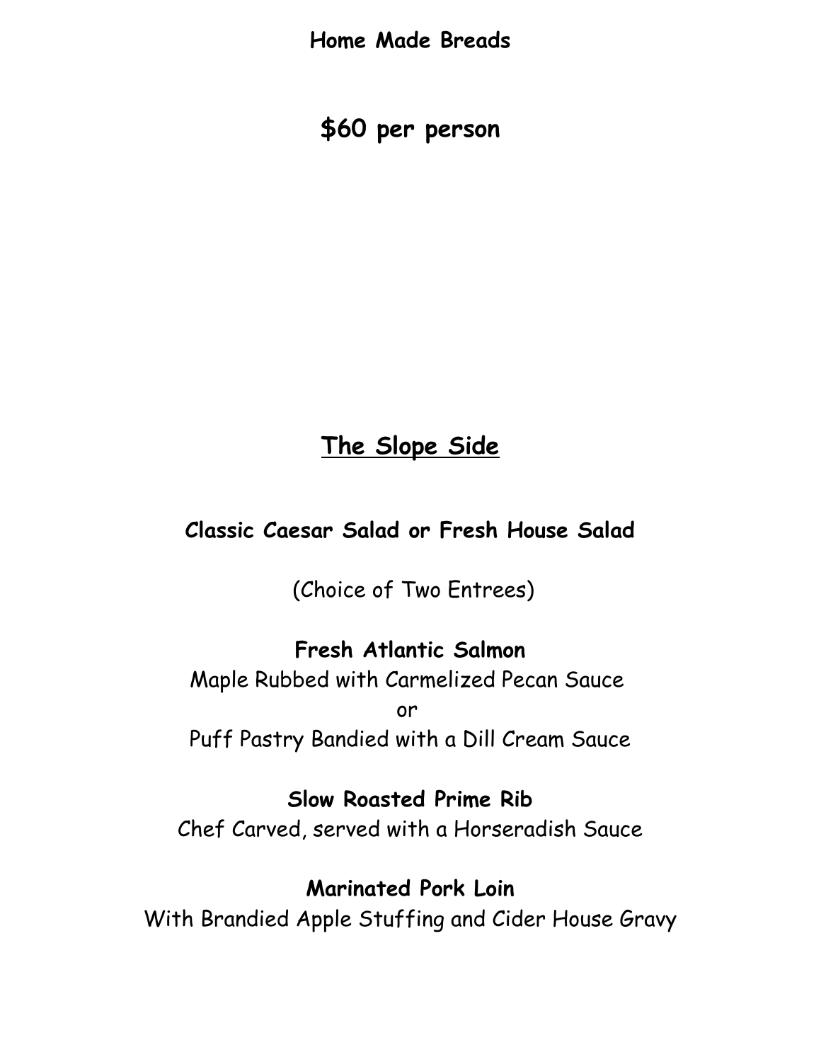**Home Made Breads**

## $60 per person

## The Slope Side

**Classic Caesar Salad or Fresh House Salad**

(Choice of Two Entrees)

**Fresh Atlantic Salmon**

Maple Rubbed with Carmelized Pecan Sauce

or

Puff Pastry Bandied with a Dill Cream Sauce

**Slow Roasted Prime Rib**

Chef Carved, served with a Horseradish Sauce

**Marinated Pork Loin**

With Brandied Apple Stuffing and Cider House Gravy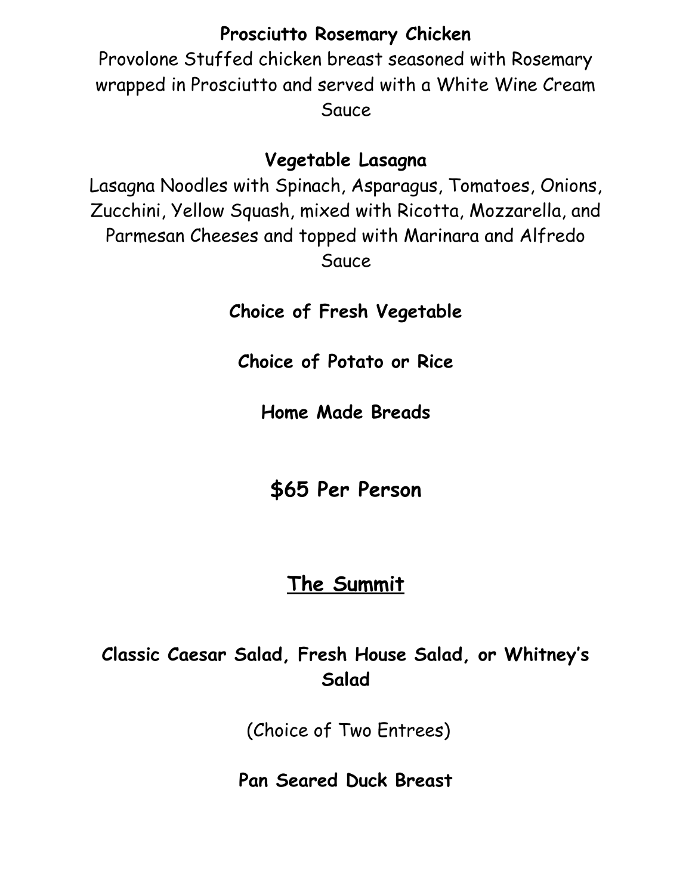**Prosciutto Rosemary Chicken**

Provolone Stuffed chicken breast seasoned with Rosemary wrapped in Prosciutto and served with a White Wine Cream Sauce

**Vegetable Lasagna**

Lasagna Noodles with Spinach, Asparagus, Tomatoes, Onions, Zucchini, Yellow Squash, mixed with Ricotta, Mozzarella, and Parmesan Cheeses and topped with Marinara and Alfredo Sauce

**Choice of Fresh Vegetable**

**Choice of Potato or Rice**

**Home Made Breads**

## $65 Per Person

## The Summit

**Classic Caesar Salad, Fresh House Salad, or Whitney's Salad**

(Choice of Two Entrees)

**Pan Seared Duck Breast**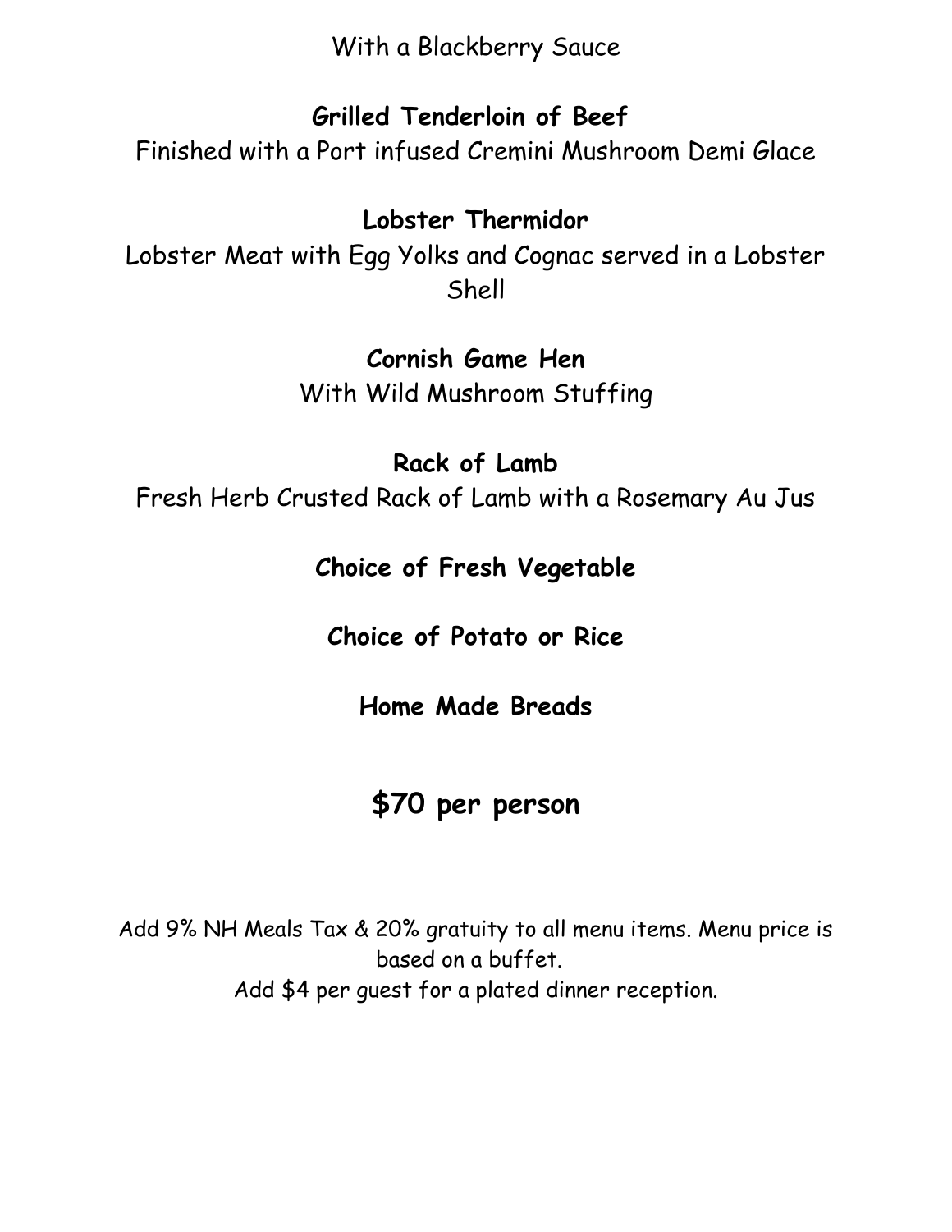With a Blackberry Sauce

**Grilled Tenderloin of Beef**

Finished with a Port infused Cremini Mushroom Demi Glace

**Lobster Thermidor**

Lobster Meat with Egg Yolks and Cognac served in a Lobster Shell

**Cornish Game Hen**

With Wild Mushroom Stuffing

**Rack of Lamb**

Fresh Herb Crusted Rack of Lamb with a Rosemary Au Jus

**Choice of Fresh Vegetable**

**Choice of Potato or Rice**

**Home Made Breads**

## $70 per person

Add 9% NH Meals Tax & 20% gratuity to all menu items. Menu price is based on a buffet.
Add $4 per guest for a plated dinner reception.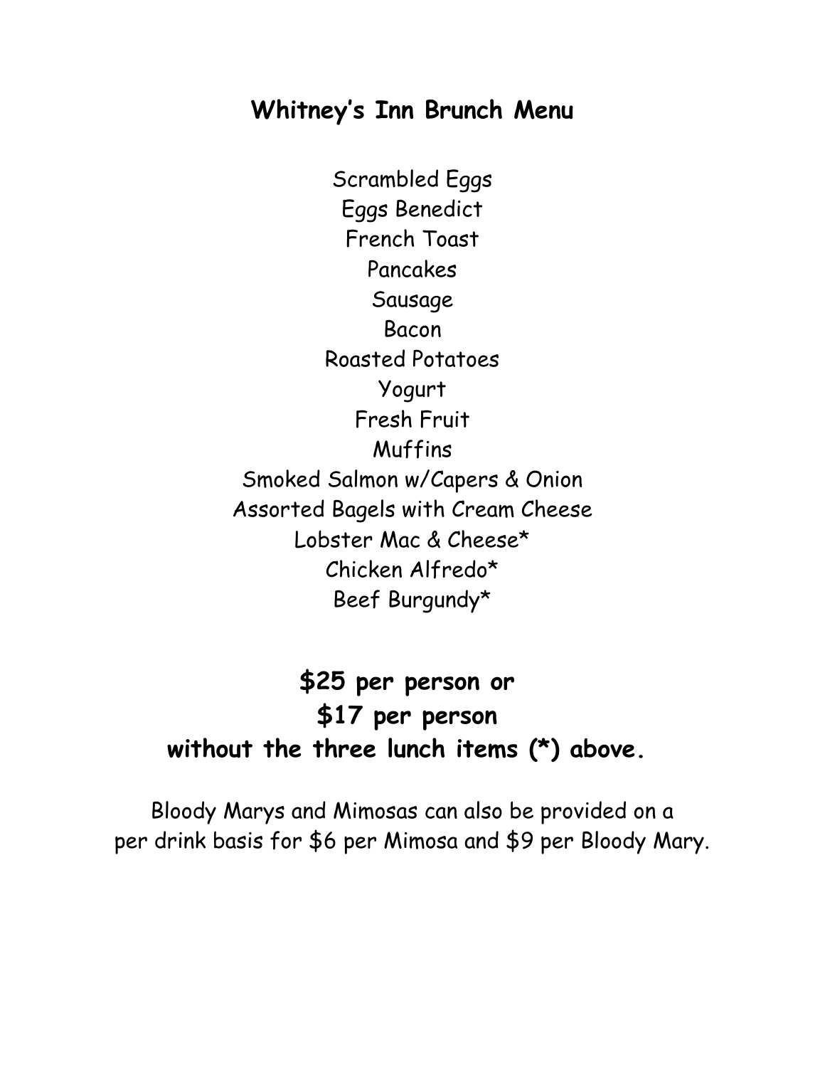# Whitney's Inn Brunch Menu

Scrambled Eggs
Eggs Benedict
French Toast
Pancakes
Sausage
Bacon
Roasted Potatoes
Yogurt
Fresh Fruit
Muffins
Smoked Salmon w/Capers & Onion
Assorted Bagels with Cream Cheese
Lobster Mac & Cheese*
Chicken Alfredo*
Beef Burgundy*

**$25 per person or**
**$17 per person**
**without the three lunch items (*) above.**

Bloody Marys and Mimosas can also be provided on a per drink basis for $6 per Mimosa and $9 per Bloody Mary.